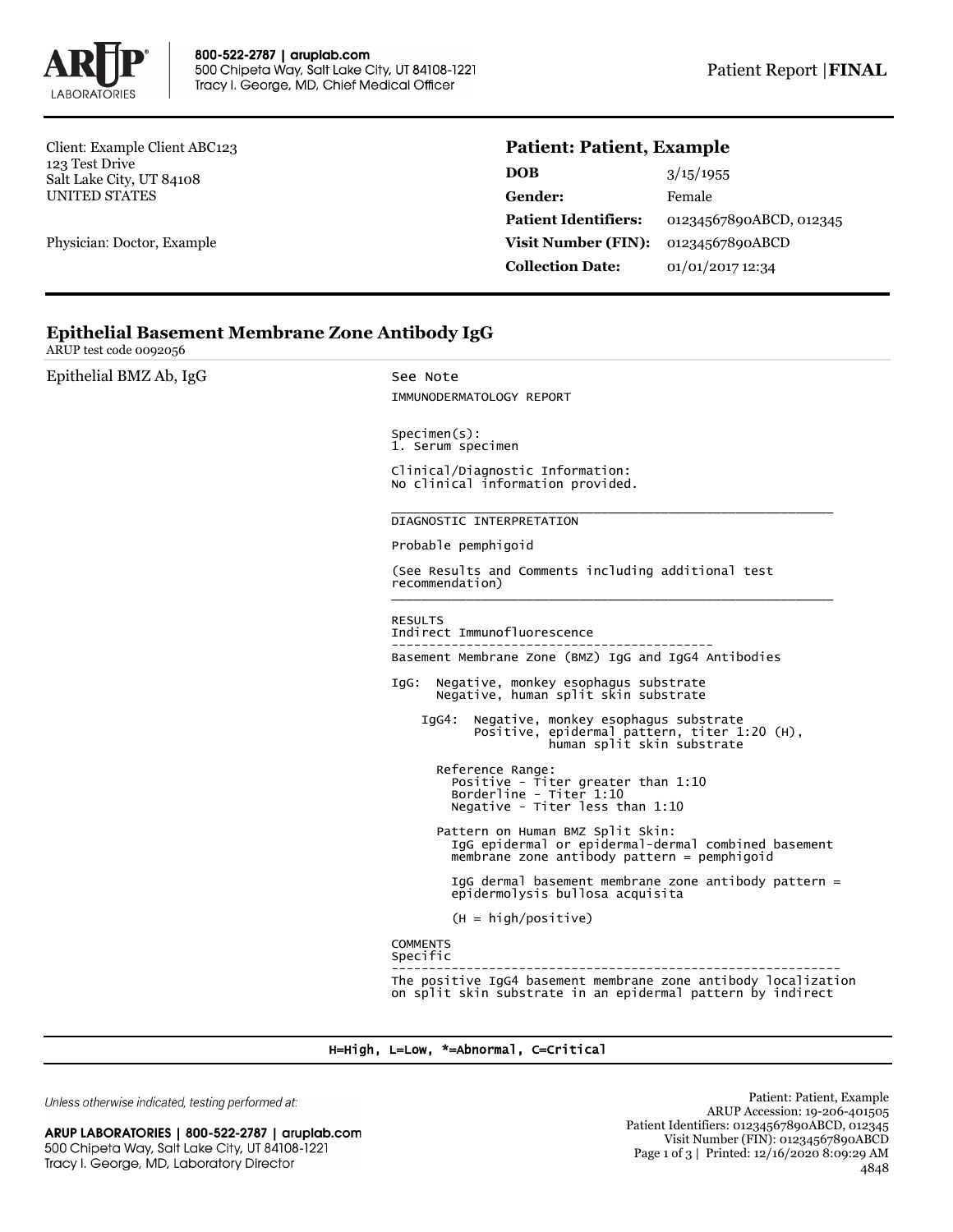800-522-2787 | aruplab.com
500 Chipeta Way, Salt Lake City, UT 84108-1221
Tracy I. George, MD, Chief Medical Officer

Patient Report | **FINAL**

Client: Example Client ABC123
123 Test Drive
Salt Lake City, UT 84108
UNITED STATES

Physician: Doctor, Example

## Patient: Patient, Example

| | |
|---|---|
| **DOB** | 3/15/1955 |
| **Gender:** | Female |
| **Patient Identifiers:** | 01234567890ABCD, 012345 |
| **Visit Number (FIN):** | 01234567890ABCD |
| **Collection Date:** | 01/01/2017 12:34 |

## Epithelial Basement Membrane Zone Antibody IgG

ARUP test code 0092056

Epithelial BMZ Ab, IgG

```
See Note
IMMUNODERMATOLOGY REPORT

Specimen(s):
1. Serum specimen

Clinical/Diagnostic Information:
No clinical information provided.
____________________________________________________
DIAGNOSTIC INTERPRETATION

Probable pemphigoid

(See Results and Comments including additional test
recommendation)
____________________________________________________

RESULTS
Indirect Immunofluorescence
-------------------------------------------
Basement Membrane Zone (BMZ) IgG and IgG4 Antibodies

IgG:  Negative, monkey esophagus substrate
      Negative, human split skin substrate

    IgG4:  Negative, monkey esophagus substrate
           Positive, epidermal pattern, titer 1:20 (H),
                     human split skin substrate

      Reference Range:
        Positive - Titer greater than 1:10
        Borderline - Titer 1:10
        Negative - Titer less than 1:10

      Pattern on Human BMZ Split Skin:
        IgG epidermal or epidermal-dermal combined basement
        membrane zone antibody pattern = pemphigoid

        IgG dermal basement membrane zone antibody pattern =
        epidermolysis bullosa acquisita

        (H = high/positive)

COMMENTS
Specific
-----------------------------------------------------------
The positive IgG4 basement membrane zone antibody localization
on split skin substrate in an epidermal pattern by indirect
```

H=High, L=Low, *=Abnormal, C=Critical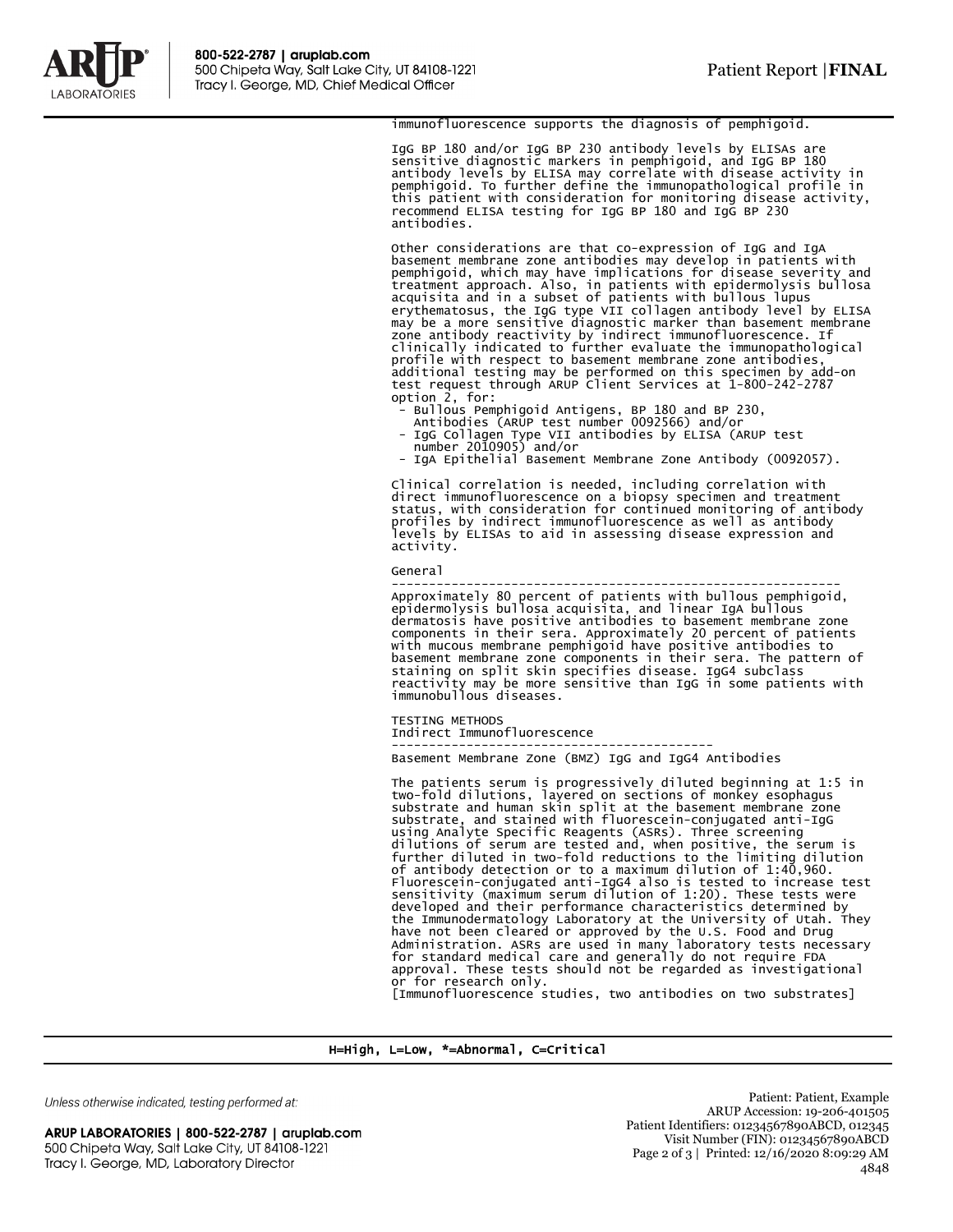immunofluorescence supports the diagnosis of pemphigoid.

IgG BP 180 and/or IgG BP 230 antibody levels by ELISA are sensitive diagnostic markers in pemphigoid, and IgG BP 180 antibody levels by ELISA may correlate with disease activity in pemphigoid. To further define the immunopathological profile in this patient with consideration for monitoring disease activity, recommend ELISA testing for IgG BP 180 and IgG BP 230 antibodies.

Other considerations are that co-expression of IgG and IgA basement membrane zone antibodies may develop in patients with pemphigoid, which may have implications for disease severity and treatment approach. Also, in patients with epidermolysis bullosa acquisita and in a subset of patients with bullous lupus erythematosus, the IgG type VII collagen antibody level by ELISA may be a more sensitive diagnostic marker than basement membrane zone antibody reactivity by indirect immunofluorescence. If clinically indicated to further evaluate the immunopathological profile with respect to basement membrane zone antibodies, additional testing may be performed on this specimen by add-on test request through ARUP Client Services at 1-800-242-2787 option 2, for:

- Bullous Pemphigoid Antigens, BP 180 and BP 230, Antibodies (ARUP test number 0092566) and/or
- IgG Collagen Type VII antibodies by ELISA (ARUP test number 2010905) and/or
- IgA Epithelial Basement Membrane Zone Antibody (0092057).

Clinical correlation is needed, including correlation with direct immunofluorescence on a biopsy specimen and treatment status, with consideration for continued monitoring of antibody profiles by indirect immunofluorescence as well as antibody levels by ELISAs to aid in assessing disease expression and activity.

General

Approximately 80 percent of patients with bullous pemphigoid, epidermolysis bullosa acquisita, and linear IgA bullous dermatosis have positive antibodies to basement membrane zone components in their sera. Approximately 20 percent of patients with mucous membrane pemphigoid have positive antibodies to basement membrane zone components in their sera. The pattern of staining on split skin specifies disease. IgG4 subclass reactivity may be more sensitive than IgG in some patients with immunobullous diseases.

TESTING METHODS

Indirect Immunofluorescence

Basement Membrane Zone (BMZ) IgG and IgG4 Antibodies

The patients serum is progressively diluted beginning at 1:5 in two-fold dilutions, layered on sections of monkey esophagus substrate and human skin split at the basement membrane zone substrate, and stained with fluorescein-conjugated anti-IgG using Analyte Specific Reagents (ASRs). Three screening dilutions of serum are tested and, when positive, the serum is further diluted in two-fold reductions to the limiting dilution of antibody detection or to a maximum dilution of 1:40,960. Fluorescein-conjugated anti-IgG4 also is tested to increase test sensitivity (maximum serum dilution of 1:20). These tests were developed and their performance characteristics determined by the Immunodermatology Laboratory at the University of Utah. They have not been cleared or approved by the U.S. Food and Drug Administration. ASRs are used in many laboratory tests necessary for standard medical care and generally do not require FDA approval. These tests should not be regarded as investigational or for research only.
[Immunofluorescence studies, two antibodies on two substrates]

H=High, L=Low, *=Abnormal, C=Critical

Unless otherwise indicated, testing performed at:

ARUP LABORATORIES | 800-522-2787 | aruplab.com
500 Chipeta Way, Salt Lake City, UT 84108-1221
Tracy I. George, MD, Laboratory Director

Patient: Patient, Example
ARUP Accession: 19-206-401505
Patient Identifiers: 01234567890ABCD, 012345
Visit Number (FIN): 01234567890ABCD
Printed: 12/16/2020 8:09:29 AM
4848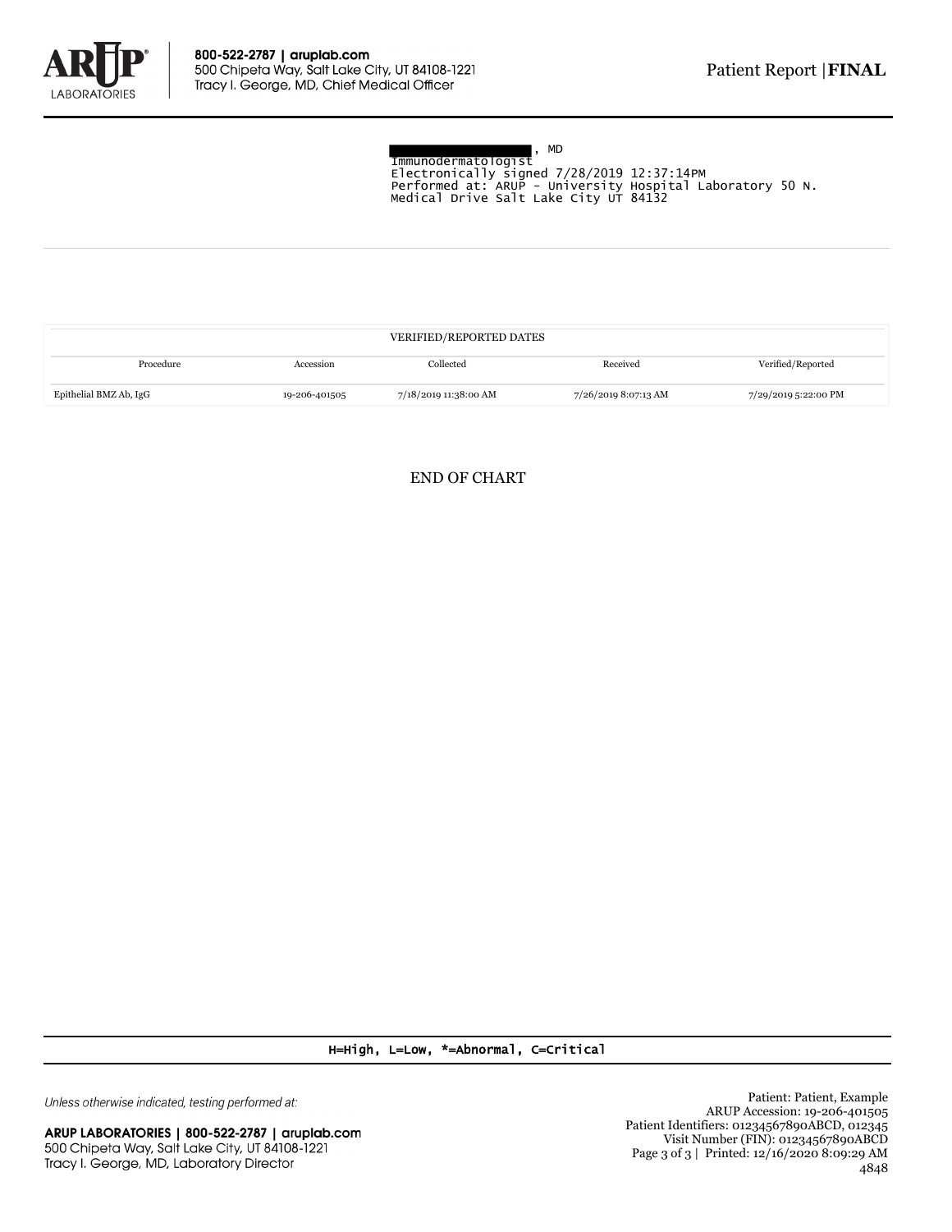█████████████████, MD
Immunodermatologist
Electronically signed 7/28/2019 12:37:14PM
Performed at: ARUP - University Hospital Laboratory 50 N. Medical Drive Salt Lake City UT 84132

| VERIFIED/REPORTED DATES | | | | |
|---|---|---|---|---|
| Procedure | Accession | Collected | Received | Verified/Reported |
| Epithelial BMZ Ab, IgG | 19-206-401505 | 7/18/2019 11:38:00 AM | 7/26/2019 8:07:13 AM | 7/29/2019 5:22:00 PM |

END OF CHART

H=High, L=Low, *=Abnormal, C=Critical

*Unless otherwise indicated, testing performed at:*

**ARUP LABORATORIES | 800-522-2787 | aruplab.com**
500 Chipeta Way, Salt Lake City, UT 84108-1221
Tracy I. George, MD, Laboratory Director

Patient: Patient, Example
ARUP Accession: 19-206-401505
Patient Identifiers: 01234567890ABCD, 012345
Visit Number (FIN): 01234567890ABCD
Printed: 12/16/2020 8:09:29 AM
4848